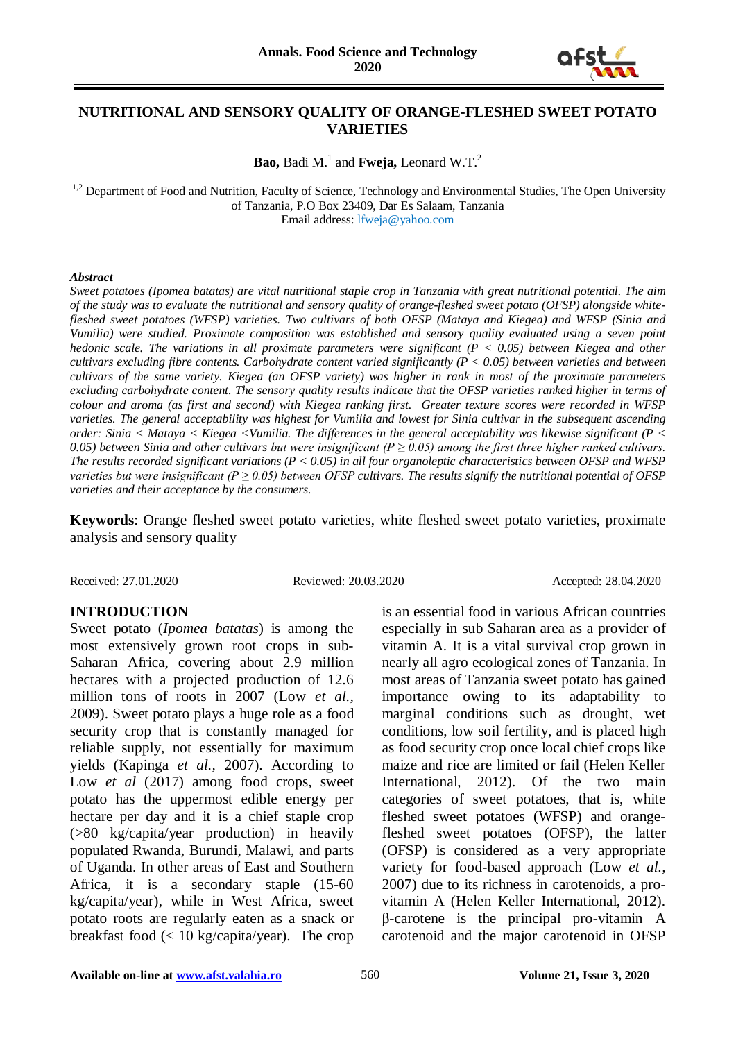# NUTRITIONAL AND SENSORY QUALITY OF ORANGE-FLESHED SWEET POTATO VARIETIES

**Bao,** Badi M.[1] and **Fweja,** Leonard W.T.[2]

[1,2] Department of Food and Nutrition, Faculty of Science, Technology and Environmental Studies, The Open University of Tanzania, P.O Box 23409, Dar Es Salaam, Tanzania
Email address: lfweja@yahoo.com

### *Abstract*

*Sweet potatoes (Ipomea batatas) are vital nutritional staple crop in Tanzania with great nutritional potential. The aim of the study was to evaluate the nutritional and sensory quality of orange-fleshed sweet potato (OFSP) alongside white-fleshed sweet potatoes (WFSP) varieties. Two cultivars of both OFSP (Mataya and Kiegea) and WFSP (Sinia and Vumilia) were studied. Proximate composition was established and sensory quality evaluated using a seven point hedonic scale. The variations in all proximate parameters were significant ($P < 0.05$) between Kiegea and other cultivars excluding fibre contents. Carbohydrate content varied significantly ($P < 0.05$) between varieties and between cultivars of the same variety. Kiegea (an OFSP variety) was higher in rank in most of the proximate parameters excluding carbohydrate content. The sensory quality results indicate that the OFSP varieties ranked higher in terms of colour and aroma (as first and second) with Kiegea ranking first. Greater texture scores were recorded in WFSP varieties. The general acceptability was highest for Vumilia and lowest for Sinia cultivar in the subsequent ascending order: Sinia < Mataya < Kiegea <Vumilia. The differences in the general acceptability was likewise significant ($P < 0.05$) between Sinia and other cultivars but were insignificant ($P \geq 0.05$) among the first three higher ranked cultivars. The results recorded significant variations ($P < 0.05$) in all four organoleptic characteristics between OFSP and WFSP varieties but were insignificant ($P \geq 0.05$) between OFSP cultivars. The results signify the nutritional potential of OFSP varieties and their acceptance by the consumers.*

**Keywords**: Orange fleshed sweet potato varieties, white fleshed sweet potato varieties, proximate analysis and sensory quality

Received: 27.01.2020 Reviewed: 20.03.2020 Accepted: 28.04.2020

## INTRODUCTION

Sweet potato (*Ipomea batatas*) is among the most extensively grown root crops in sub-Saharan Africa, covering about 2.9 million hectares with a projected production of 12.6 million tons of roots in 2007 (Low *et al.,* 2009). Sweet potato plays a huge role as a food security crop that is constantly managed for reliable supply, not essentially for maximum yields (Kapinga *et al.,* 2007). According to Low *et al* (2017) among food crops, sweet potato has the uppermost edible energy per hectare per day and it is a chief staple crop (>80 kg/capita/year production) in heavily populated Rwanda, Burundi, Malawi, and parts of Uganda. In other areas of East and Southern Africa, it is a secondary staple (15-60 kg/capita/year), while in West Africa, sweet potato roots are regularly eaten as a snack or breakfast food (< 10 kg/capita/year). The crop is an essential food in various African countries especially in sub Saharan area as a provider of vitamin A. It is a vital survival crop grown in nearly all agro ecological zones of Tanzania. In most areas of Tanzania sweet potato has gained importance owing to its adaptability to marginal conditions such as drought, wet conditions, low soil fertility, and is placed high as food security crop once local chief crops like maize and rice are limited or fail (Helen Keller International, 2012). Of the two main categories of sweet potatoes, that is, white fleshed sweet potatoes (WFSP) and orange-fleshed sweet potatoes (OFSP), the latter (OFSP) is considered as a very appropriate variety for food-based approach (Low *et al.,* 2007) due to its richness in carotenoids, a pro-vitamin A (Helen Keller International, 2012). β-carotene is the principal pro-vitamin A carotenoid and the major carotenoid in OFSP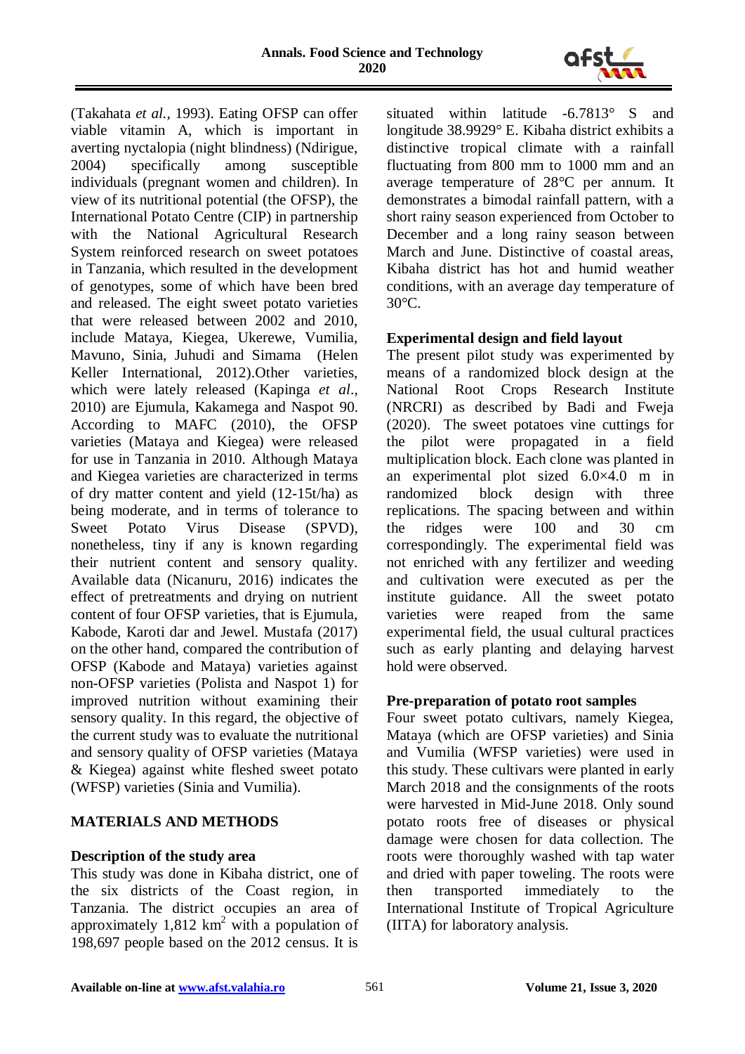(Takahata *et al.*, 1993). Eating OFSP can offer viable vitamin A, which is important in averting nyctalopia (night blindness) (Ndirigue, 2004) specifically among susceptible individuals (pregnant women and children). In view of its nutritional potential (the OFSP), the International Potato Centre (CIP) in partnership with the National Agricultural Research System reinforced research on sweet potatoes in Tanzania, which resulted in the development of genotypes, some of which have been bred and released. The eight sweet potato varieties that were released between 2002 and 2010, include Mataya, Kiegea, Ukerewe, Vumilia, Mavuno, Sinia, Juhudi and Simama (Helen Keller International, 2012).Other varieties, which were lately released (Kapinga *et al*., 2010) are Ejumula, Kakamega and Naspot 90. According to MAFC (2010), the OFSP varieties (Mataya and Kiegea) were released for use in Tanzania in 2010. Although Mataya and Kiegea varieties are characterized in terms of dry matter content and yield (12-15t/ha) as being moderate, and in terms of tolerance to Sweet Potato Virus Disease (SPVD), nonetheless, tiny if any is known regarding their nutrient content and sensory quality. Available data (Nicanuru, 2016) indicates the effect of pretreatments and drying on nutrient content of four OFSP varieties, that is Ejumula, Kabode, Karoti dar and Jewel. Mustafa (2017) on the other hand, compared the contribution of OFSP (Kabode and Mataya) varieties against non-OFSP varieties (Polista and Naspot 1) for improved nutrition without examining their sensory quality. In this regard, the objective of the current study was to evaluate the nutritional and sensory quality of OFSP varieties (Mataya & Kiegea) against white fleshed sweet potato (WFSP) varieties (Sinia and Vumilia).

## MATERIALS AND METHODS

### Description of the study area

This study was done in Kibaha district, one of the six districts of the Coast region, in Tanzania. The district occupies an area of approximately 1,812 km$^2$ with a population of 198,697 people based on the 2012 census. It is situated within latitude -6.7813° S and longitude 38.9929° E. Kibaha district exhibits a distinctive tropical climate with a rainfall fluctuating from 800 mm to 1000 mm and an average temperature of 28°C per annum. It demonstrates a bimodal rainfall pattern, with a short rainy season experienced from October to December and a long rainy season between March and June. Distinctive of coastal areas, Kibaha district has hot and humid weather conditions, with an average day temperature of 30°C.

### Experimental design and field layout

The present pilot study was experimented by means of a randomized block design at the National Root Crops Research Institute (NRCRI) as described by Badi and Fweja (2020). The sweet potatoes vine cuttings for the pilot were propagated in a field multiplication block. Each clone was planted in an experimental plot sized 6.0×4.0 m in randomized block design with three replications. The spacing between and within the ridges were 100 and 30 cm correspondingly. The experimental field was not enriched with any fertilizer and weeding and cultivation were executed as per the institute guidance. All the sweet potato varieties were reaped from the same experimental field, the usual cultural practices such as early planting and delaying harvest hold were observed.

### Pre-preparation of potato root samples

Four sweet potato cultivars, namely Kiegea, Mataya (which are OFSP varieties) and Sinia and Vumilia (WFSP varieties) were used in this study. These cultivars were planted in early March 2018 and the consignments of the roots were harvested in Mid-June 2018. Only sound potato roots free of diseases or physical damage were chosen for data collection. The roots were thoroughly washed with tap water and dried with paper toweling. The roots were then transported immediately to the International Institute of Tropical Agriculture (IITA) for laboratory analysis.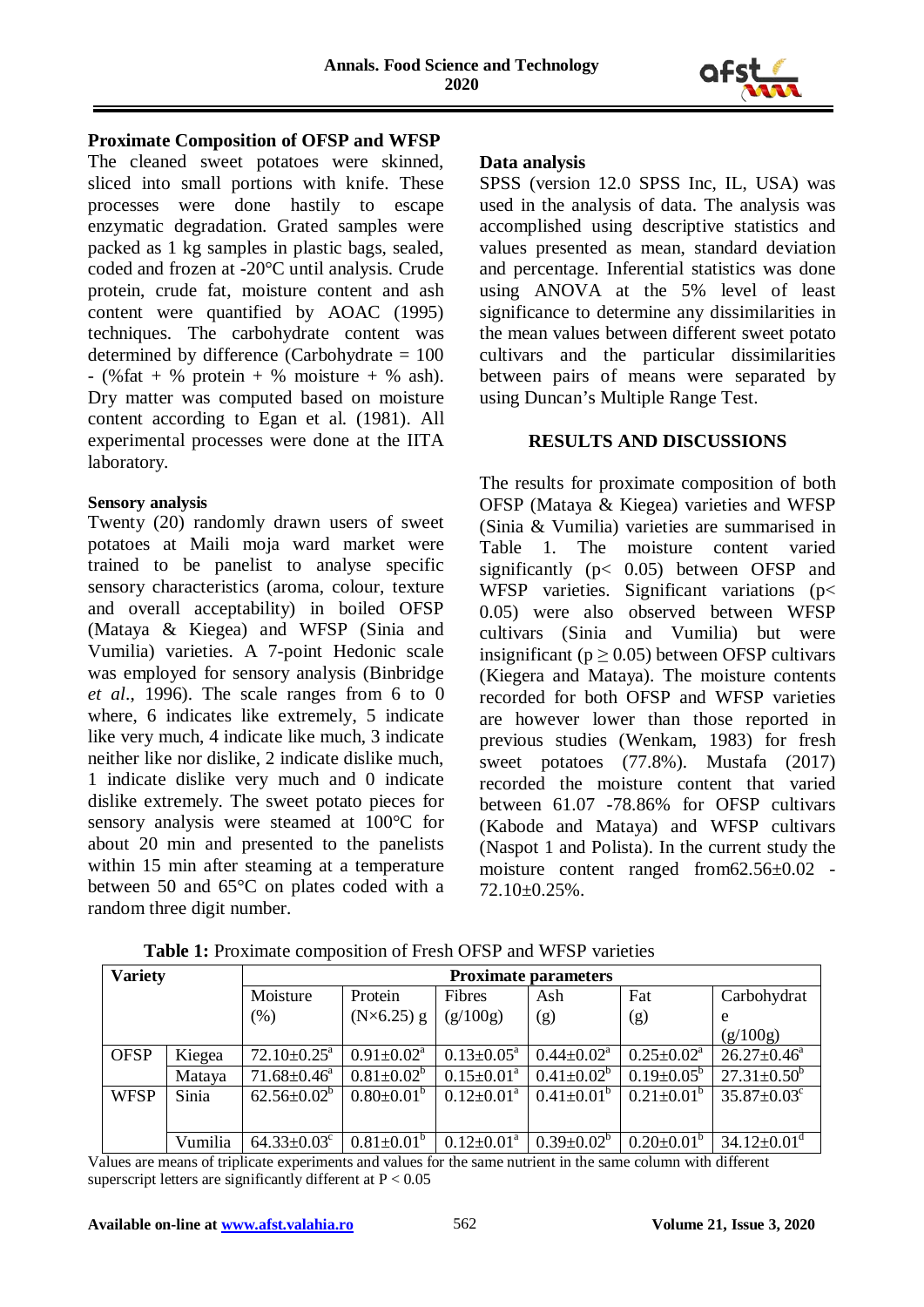## Proximate Composition of OFSP and WFSP

The cleaned sweet potatoes were skinned, sliced into small portions with knife. These processes were done hastily to escape enzymatic degradation. Grated samples were packed as 1 kg samples in plastic bags, sealed, coded and frozen at -20°C until analysis. Crude protein, crude fat, moisture content and ash content were quantified by AOAC (1995) techniques. The carbohydrate content was determined by difference (Carbohydrate = 100 - (%fat + % protein + % moisture + % ash). Dry matter was computed based on moisture content according to Egan et al. (1981). All experimental processes were done at the IITA laboratory.

### Sensory analysis

Twenty (20) randomly drawn users of sweet potatoes at Maili moja ward market were trained to be panelist to analyse specific sensory characteristics (aroma, colour, texture and overall acceptability) in boiled OFSP (Mataya & Kiegea) and WFSP (Sinia and Vumilia) varieties. A 7-point Hedonic scale was employed for sensory analysis (Binbridge *et al*., 1996). The scale ranges from 6 to 0 where, 6 indicates like extremely, 5 indicate like very much, 4 indicate like much, 3 indicate neither like nor dislike, 2 indicate dislike much, 1 indicate dislike very much and 0 indicate dislike extremely. The sweet potato pieces for sensory analysis were steamed at 100°C for about 20 min and presented to the panelists within 15 min after steaming at a temperature between 50 and 65°C on plates coded with a random three digit number.

### Data analysis

SPSS (version 12.0 SPSS Inc, IL, USA) was used in the analysis of data. The analysis was accomplished using descriptive statistics and values presented as mean, standard deviation and percentage. Inferential statistics was done using ANOVA at the 5% level of least significance to determine any dissimilarities in the mean values between different sweet potato cultivars and the particular dissimilarities between pairs of means were separated by using Duncan's Multiple Range Test.

## RESULTS AND DISCUSSIONS

The results for proximate composition of both OFSP (Mataya & Kiegea) varieties and WFSP (Sinia & Vumilia) varieties are summarised in Table 1. The moisture content varied significantly ($p < 0.05$) between OFSP and WFSP varieties. Significant variations ($p < 0.05$) were also observed between WFSP cultivars (Sinia and Vumilia) but were insignificant ($p \geq 0.05$) between OFSP cultivars (Kiegera and Mataya). The moisture contents recorded for both OFSP and WFSP varieties are however lower than those reported in previous studies (Wenkam, 1983) for fresh sweet potatoes (77.8%). Mustafa (2017) recorded the moisture content that varied between 61.07 -78.86% for OFSP cultivars (Kabode and Mataya) and WFSP cultivars (Naspot 1 and Polista). In the current study the moisture content ranged from62.56±0.02 - 72.10±0.25%.

**Table 1:** Proximate composition of Fresh OFSP and WFSP varieties

| Variety | | Proximate parameters | | | | | |
|---|---|---|---|---|---|---|---|
| | | Moisture (%) | Protein (N×6.25) g | Fibres (g/100g) | Ash (g) | Fat (g) | Carbohydrate (g/100g) |
| OFSP | Kiegea | 72.10±0.25[a] | 0.91±0.02[a] | 0.13±0.05[a] | 0.44±0.02[a] | 0.25±0.02[a] | 26.27±0.46[a] |
| | Mataya | 71.68±0.46[a] | 0.81±0.02[b] | 0.15±0.01[a] | 0.41±0.02[b] | 0.19±0.05[b] | 27.31±0.50[b] |
| WFSP | Sinia | 62.56±0.02[b] | 0.80±0.01[b] | 0.12±0.01[a] | 0.41±0.01[b] | 0.21±0.01[b] | 35.87±0.03[c] |
| | Vumilia | 64.33±0.03[c] | 0.81±0.01[b] | 0.12±0.01[a] | 0.39±0.02[b] | 0.20±0.01[b] | 34.12±0.01[d] |

Values are means of triplicate experiments and values for the same nutrient in the same column with different superscript letters are significantly different at $P < 0.05$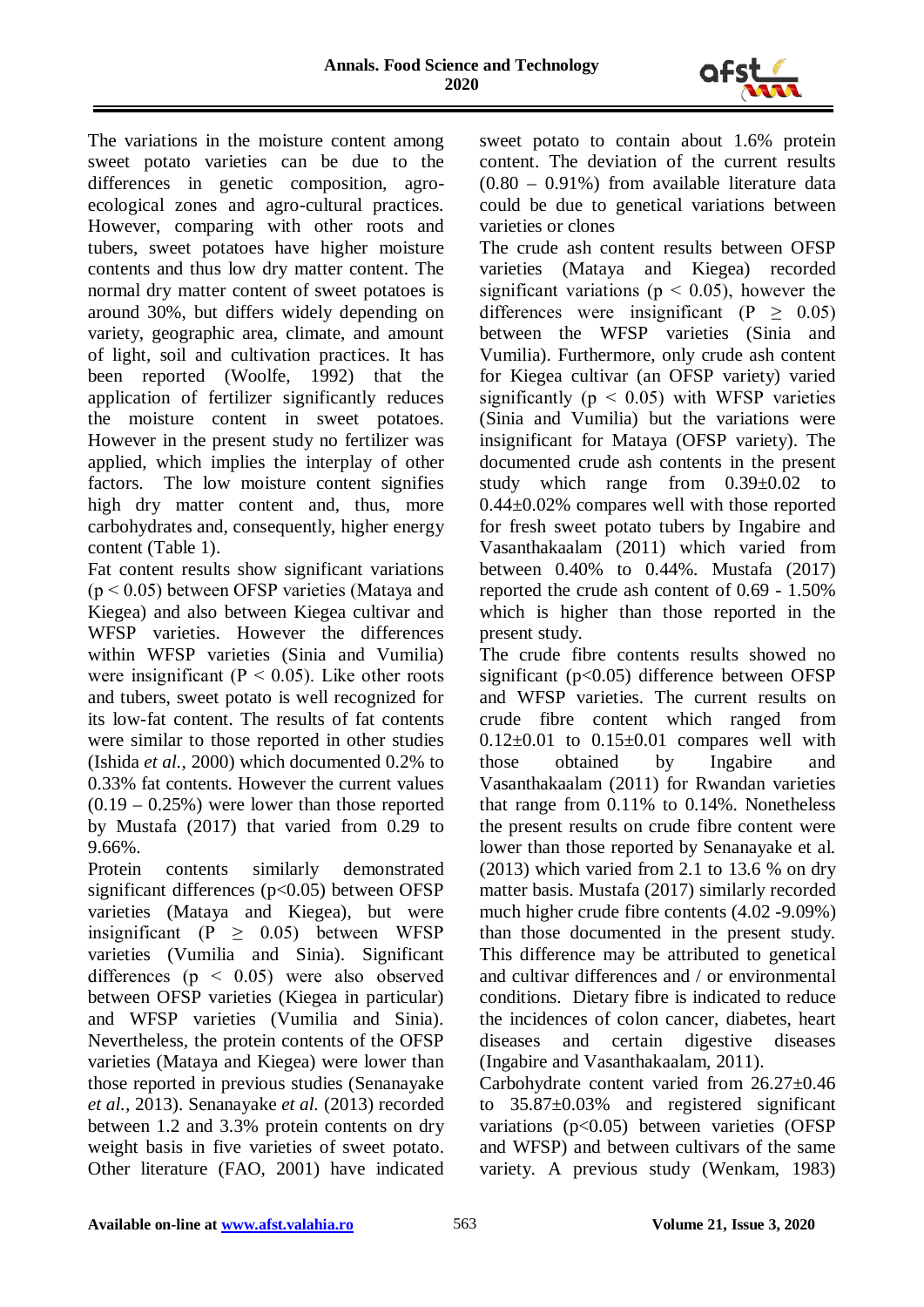The variations in the moisture content among sweet potato varieties can be due to the differences in genetic composition, agro-ecological zones and agro-cultural practices. However, comparing with other roots and tubers, sweet potatoes have higher moisture contents and thus low dry matter content. The normal dry matter content of sweet potatoes is around 30%, but differs widely depending on variety, geographic area, climate, and amount of light, soil and cultivation practices. It has been reported (Woolfe, 1992) that the application of fertilizer significantly reduces the moisture content in sweet potatoes. However in the present study no fertilizer was applied, which implies the interplay of other factors. The low moisture content signifies high dry matter content and, thus, more carbohydrates and, consequently, higher energy content (Table 1).

Fat content results show significant variations ($p < 0.05$) between OFSP varieties (Mataya and Kiegea) and also between Kiegea cultivar and WFSP varieties. However the differences within WFSP varieties (Sinia and Vumilia) were insignificant ($P < 0.05$). Like other roots and tubers, sweet potato is well recognized for its low-fat content. The results of fat contents were similar to those reported in other studies (Ishida *et al.*, 2000) which documented 0.2% to 0.33% fat contents. However the current values (0.19 – 0.25%) were lower than those reported by Mustafa (2017) that varied from 0.29 to 9.66%.

Protein contents similarly demonstrated significant differences ($p<0.05$) between OFSP varieties (Mataya and Kiegea), but were insignificant ($P \geq 0.05$) between WFSP varieties (Vumilia and Sinia). Significant differences ($p < 0.05$) were also observed between OFSP varieties (Kiegea in particular) and WFSP varieties (Vumilia and Sinia). Nevertheless, the protein contents of the OFSP varieties (Mataya and Kiegea) were lower than those reported in previous studies (Senanayake *et al.*, 2013). Senanayake *et al.* (2013) recorded between 1.2 and 3.3% protein contents on dry weight basis in five varieties of sweet potato. Other literature (FAO, 2001) have indicated sweet potato to contain about 1.6% protein content. The deviation of the current results (0.80 – 0.91%) from available literature data could be due to genetical variations between varieties or clones

The crude ash content results between OFSP varieties (Mataya and Kiegea) recorded significant variations ($p < 0.05$), however the differences were insignificant ($P \geq 0.05$) between the WFSP varieties (Sinia and Vumilia). Furthermore, only crude ash content for Kiegea cultivar (an OFSP variety) varied significantly ($p < 0.05$) with WFSP varieties (Sinia and Vumilia) but the variations were insignificant for Mataya (OFSP variety). The documented crude ash contents in the present study which range from 0.39±0.02 to 0.44±0.02% compares well with those reported for fresh sweet potato tubers by Ingabire and Vasanthakaalam (2011) which varied from between 0.40% to 0.44%. Mustafa (2017) reported the crude ash content of 0.69 - 1.50% which is higher than those reported in the present study.

The crude fibre contents results showed no significant ($p<0.05$) difference between OFSP and WFSP varieties. The current results on crude fibre content which ranged from 0.12±0.01 to 0.15±0.01 compares well with those obtained by Ingabire and Vasanthakaalam (2011) for Rwandan varieties that range from 0.11% to 0.14%. Nonetheless the present results on crude fibre content were lower than those reported by Senanayake et al. (2013) which varied from 2.1 to 13.6 % on dry matter basis. Mustafa (2017) similarly recorded much higher crude fibre contents (4.02 -9.09%) than those documented in the present study. This difference may be attributed to genetical and cultivar differences and / or environmental conditions. Dietary fibre is indicated to reduce the incidences of colon cancer, diabetes, heart diseases and certain digestive diseases (Ingabire and Vasanthakaalam, 2011).

Carbohydrate content varied from 26.27±0.46 to 35.87±0.03% and registered significant variations ($p<0.05$) between varieties (OFSP and WFSP) and between cultivars of the same variety. A previous study (Wenkam, 1983)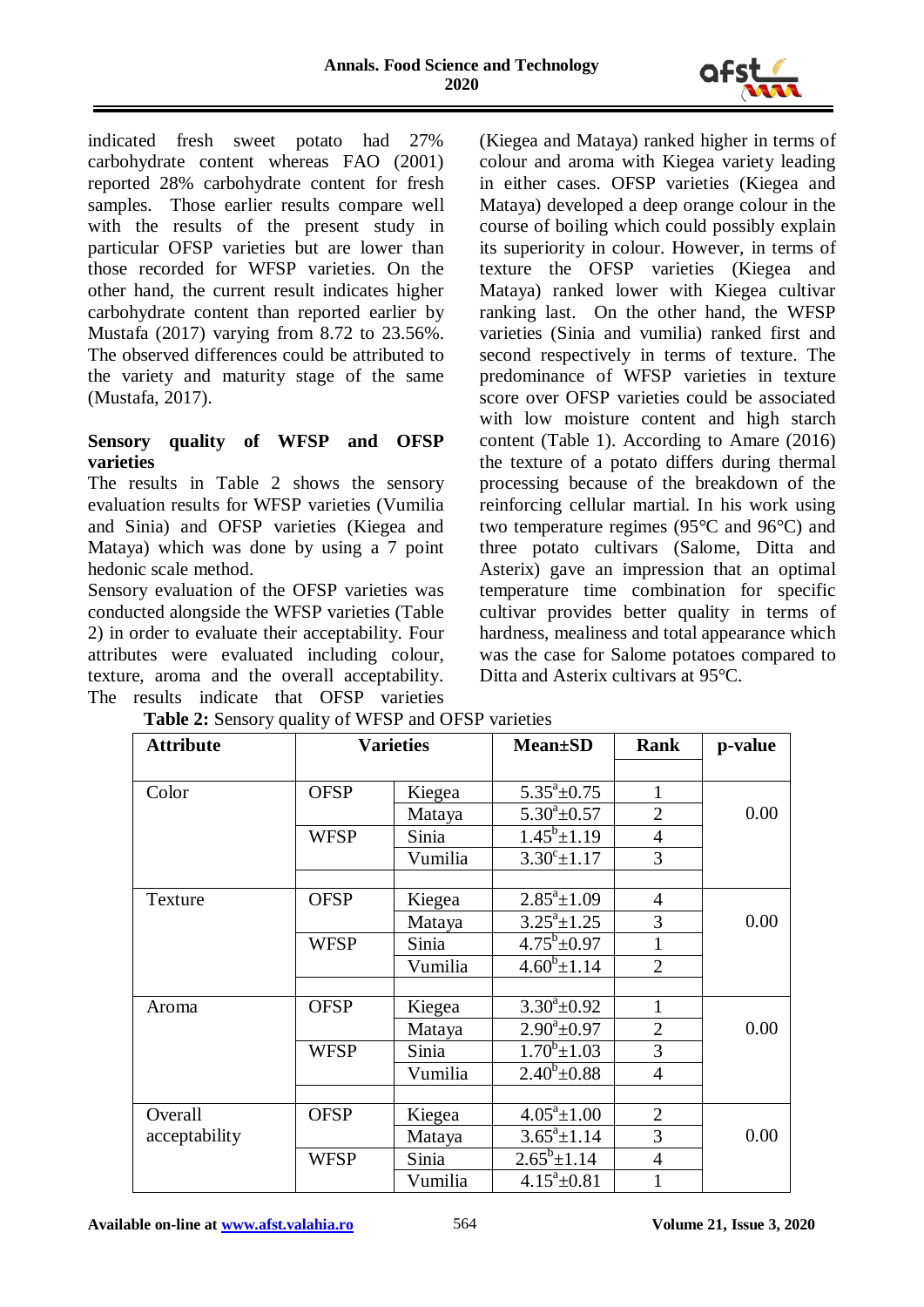indicated fresh sweet potato had 27% carbohydrate content whereas FAO (2001) reported 28% carbohydrate content for fresh samples. Those earlier results compare well with the results of the present study in particular OFSP varieties but are lower than those recorded for WFSP varieties. On the other hand, the current result indicates higher carbohydrate content than reported earlier by Mustafa (2017) varying from 8.72 to 23.56%. The observed differences could be attributed to the variety and maturity stage of the same (Mustafa, 2017).

**Sensory quality of WFSP and OFSP varieties**

The results in Table 2 shows the sensory evaluation results for WFSP varieties (Vumilia and Sinia) and OFSP varieties (Kiegea and Mataya) which was done by using a 7 point hedonic scale method.

Sensory evaluation of the OFSP varieties was conducted alongside the WFSP varieties (Table 2) in order to evaluate their acceptability. Four attributes were evaluated including colour, texture, aroma and the overall acceptability. The results indicate that OFSP varieties (Kiegea and Mataya) ranked higher in terms of colour and aroma with Kiegea variety leading in either cases. OFSP varieties (Kiegea and Mataya) developed a deep orange colour in the course of boiling which could possibly explain its superiority in colour. However, in terms of texture the OFSP varieties (Kiegea and Mataya) ranked lower with Kiegea cultivar ranking last. On the other hand, the WFSP varieties (Sinia and vumilia) ranked first and second respectively in terms of texture. The predominance of WFSP varieties in texture score over OFSP varieties could be associated with low moisture content and high starch content (Table 1). According to Amare (2016) the texture of a potato differs during thermal processing because of the breakdown of the reinforcing cellular martial. In his work using two temperature regimes (95°C and 96°C) and three potato cultivars (Salome, Ditta and Asterix) gave an impression that an optimal temperature time combination for specific cultivar provides better quality in terms of hardness, mealiness and total appearance which was the case for Salome potatoes compared to Ditta and Asterix cultivars at 95°C.

**Table 2:** Sensory quality of WFSP and OFSP varieties

| Attribute | Varieties | | Mean±SD | Rank | p-value |
|---|---|---|---|---|---|
| Color | OFSP | Kiegea | $5.35^{a}\pm0.75$ | 1 | 0.00 |
| | | Mataya | $5.30^{a}\pm0.57$ | 2 | |
| | WFSP | Sinia | $1.45^{b}\pm1.19$ | 4 | |
| | | Vumilia | $3.30^{c}\pm1.17$ | 3 | |
| Texture | OFSP | Kiegea | $2.85^{a}\pm1.09$ | 4 | 0.00 |
| | | Mataya | $3.25^{a}\pm1.25$ | 3 | |
| | WFSP | Sinia | $4.75^{b}\pm0.97$ | 1 | |
| | | Vumilia | $4.60^{b}\pm1.14$ | 2 | |
| Aroma | OFSP | Kiegea | $3.30^{a}\pm0.92$ | 1 | 0.00 |
| | | Mataya | $2.90^{a}\pm0.97$ | 2 | |
| | WFSP | Sinia | $1.70^{b}\pm1.03$ | 3 | |
| | | Vumilia | $2.40^{b}\pm0.88$ | 4 | |
| Overall acceptability | OFSP | Kiegea | $4.05^{a}\pm1.00$ | 2 | 0.00 |
| | | Mataya | $3.65^{a}\pm1.14$ | 3 | |
| | WFSP | Sinia | $2.65^{b}\pm1.14$ | 4 | |
| | | Vumilia | $4.15^{a}\pm0.81$ | 1 | |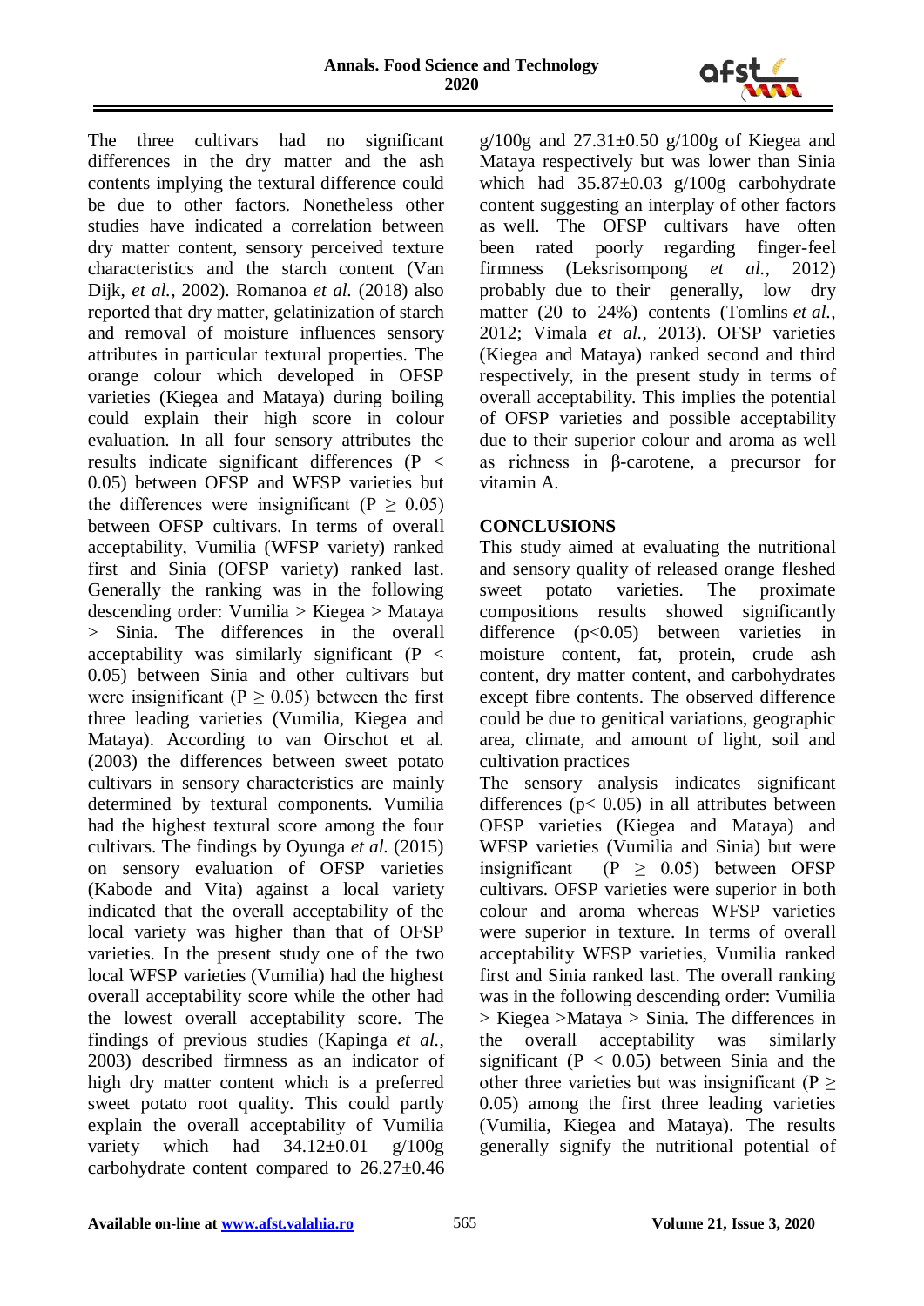The three cultivars had no significant differences in the dry matter and the ash contents implying the textural difference could be due to other factors. Nonetheless other studies have indicated a correlation between dry matter content, sensory perceived texture characteristics and the starch content (Van Dijk, *et al.*, 2002). Romanoa *et al.* (2018) also reported that dry matter, gelatinization of starch and removal of moisture influences sensory attributes in particular textural properties. The orange colour which developed in OFSP varieties (Kiegea and Mataya) during boiling could explain their high score in colour evaluation. In all four sensory attributes the results indicate significant differences ($P < 0.05$) between OFSP and WFSP varieties but the differences were insignificant ($P \geq 0.05$) between OFSP cultivars. In terms of overall acceptability, Vumilia (WFSP variety) ranked first and Sinia (OFSP variety) ranked last. Generally the ranking was in the following descending order: Vumilia > Kiegea > Mataya > Sinia. The differences in the overall acceptability was similarly significant ($P < 0.05$) between Sinia and other cultivars but were insignificant ($P \geq 0.05$) between the first three leading varieties (Vumilia, Kiegea and Mataya). According to van Oirschot et al. (2003) the differences between sweet potato cultivars in sensory characteristics are mainly determined by textural components. Vumilia had the highest textural score among the four cultivars. The findings by Oyunga *et al.* (2015) on sensory evaluation of OFSP varieties (Kabode and Vita) against a local variety indicated that the overall acceptability of the local variety was higher than that of OFSP varieties. In the present study one of the two local WFSP varieties (Vumilia) had the highest overall acceptability score while the other had the lowest overall acceptability score. The findings of previous studies (Kapinga *et al.*, 2003) described firmness as an indicator of high dry matter content which is a preferred sweet potato root quality. This could partly explain the overall acceptability of Vumilia variety which had 34.12±0.01 g/100g carbohydrate content compared to 26.27±0.46 g/100g and 27.31±0.50 g/100g of Kiegea and Mataya respectively but was lower than Sinia which had 35.87±0.03 g/100g carbohydrate content suggesting an interplay of other factors as well. The OFSP cultivars have often been rated poorly regarding finger-feel firmness (Leksrisompong *et al.*, 2012) probably due to their generally, low dry matter (20 to 24%) contents (Tomlins *et al.*, 2012; Vimala *et al.*, 2013). OFSP varieties (Kiegea and Mataya) ranked second and third respectively, in the present study in terms of overall acceptability. This implies the potential of OFSP varieties and possible acceptability due to their superior colour and aroma as well as richness in β-carotene, a precursor for vitamin A.

## CONCLUSIONS

This study aimed at evaluating the nutritional and sensory quality of released orange fleshed sweet potato varieties. The proximate compositions results showed significantly difference ($p<0.05$) between varieties in moisture content, fat, protein, crude ash content, dry matter content, and carbohydrates except fibre contents. The observed difference could be due to genitical variations, geographic area, climate, and amount of light, soil and cultivation practices

The sensory analysis indicates significant differences ($p< 0.05$) in all attributes between OFSP varieties (Kiegea and Mataya) and WFSP varieties (Vumilia and Sinia) but were insignificant ($P \geq 0.05$) between OFSP cultivars. OFSP varieties were superior in both colour and aroma whereas WFSP varieties were superior in texture. In terms of overall acceptability WFSP varieties, Vumilia ranked first and Sinia ranked last. The overall ranking was in the following descending order: Vumilia > Kiegea >Mataya > Sinia. The differences in the overall acceptability was similarly significant ($P < 0.05$) between Sinia and the other three varieties but was insignificant ($P \geq 0.05$) among the first three leading varieties (Vumilia, Kiegea and Mataya). The results generally signify the nutritional potential of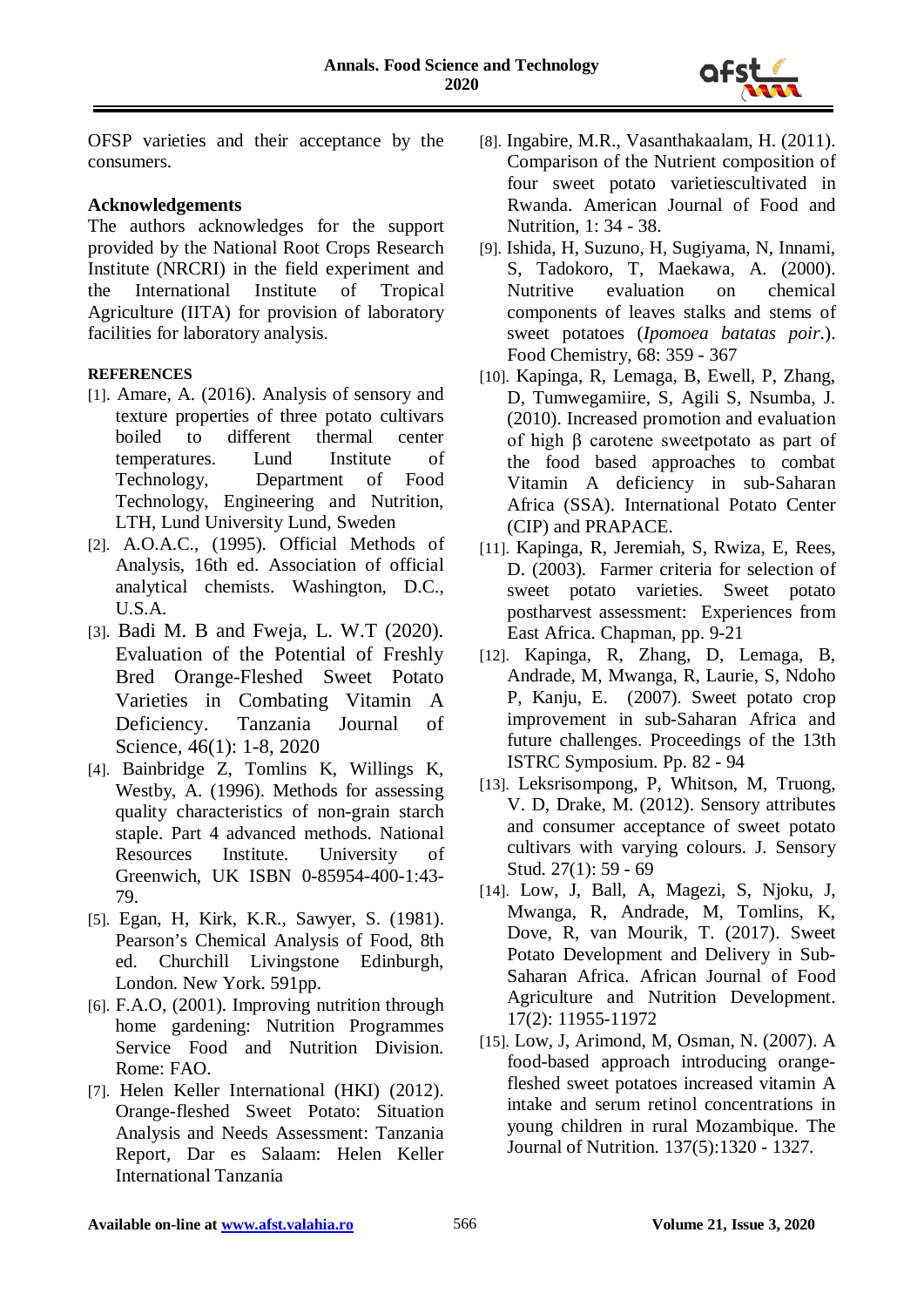OFSP varieties and their acceptance by the consumers.

## Acknowledgements

The authors acknowledges for the support provided by the National Root Crops Research Institute (NRCRI) in the field experiment and the International Institute of Tropical Agriculture (IITA) for provision of laboratory facilities for laboratory analysis.

## REFERENCES

[1]. Amare, A. (2016). Analysis of sensory and texture properties of three potato cultivars boiled to different thermal center temperatures. Lund Institute of Technology, Department of Food Technology, Engineering and Nutrition, LTH, Lund University Lund, Sweden

[2]. A.O.A.C., (1995). Official Methods of Analysis, 16th ed. Association of official analytical chemists. Washington, D.C., U.S.A.

[3]. Badi M. B and Fweja, L. W.T (2020). Evaluation of the Potential of Freshly Bred Orange-Fleshed Sweet Potato Varieties in Combating Vitamin A Deficiency. Tanzania Journal of Science, 46(1): 1-8, 2020

[4]. Bainbridge Z, Tomlins K, Willings K, Westby, A. (1996). Methods for assessing quality characteristics of non-grain starch staple. Part 4 advanced methods. National Resources Institute. University of Greenwich, UK ISBN 0-85954-400-1:43-79.

[5]. Egan, H, Kirk, K.R., Sawyer, S. (1981). Pearson's Chemical Analysis of Food, 8th ed. Churchill Livingstone Edinburgh, London. New York. 591pp.

[6]. F.A.O, (2001). Improving nutrition through home gardening: Nutrition Programmes Service Food and Nutrition Division. Rome: FAO.

[7]. Helen Keller International (HKI) (2012). Orange-fleshed Sweet Potato: Situation Analysis and Needs Assessment: Tanzania Report, Dar es Salaam: Helen Keller International Tanzania

[8]. Ingabire, M.R., Vasanthakaalam, H. (2011). Comparison of the Nutrient composition of four sweet potato varietiescultivated in Rwanda. American Journal of Food and Nutrition, 1: 34 - 38.

[9]. Ishida, H, Suzuno, H, Sugiyama, N, Innami, S, Tadokoro, T, Maekawa, A. (2000). Nutritive evaluation on chemical components of leaves stalks and stems of sweet potatoes (*Ipomoea batatas poir.*). Food Chemistry, 68: 359 - 367

[10]. Kapinga, R, Lemaga, B, Ewell, P, Zhang, D, Tumwegamiire, S, Agili S, Nsumba, J. (2010). Increased promotion and evaluation of high β carotene sweetpotato as part of the food based approaches to combat Vitamin A deficiency in sub-Saharan Africa (SSA). International Potato Center (CIP) and PRAPACE.

[11]. Kapinga, R, Jeremiah, S, Rwiza, E, Rees, D. (2003). Farmer criteria for selection of sweet potato varieties. Sweet potato postharvest assessment: Experiences from East Africa. Chapman, pp. 9-21

[12]. Kapinga, R, Zhang, D, Lemaga, B, Andrade, M, Mwanga, R, Laurie, S, Ndoho P, Kanju, E. (2007). Sweet potato crop improvement in sub-Saharan Africa and future challenges. Proceedings of the 13th ISTRC Symposium. Pp. 82 - 94

[13]. Leksrisompong, P, Whitson, M, Truong, V. D, Drake, M. (2012). Sensory attributes and consumer acceptance of sweet potato cultivars with varying colours. J. Sensory Stud. 27(1): 59 - 69

[14]. Low, J, Ball, A, Magezi, S, Njoku, J, Mwanga, R, Andrade, M, Tomlins, K, Dove, R, van Mourik, T. (2017). Sweet Potato Development and Delivery in Sub-Saharan Africa. African Journal of Food Agriculture and Nutrition Development. 17(2): 11955-11972

[15]. Low, J, Arimond, M, Osman, N. (2007). A food-based approach introducing orange-fleshed sweet potatoes increased vitamin A intake and serum retinol concentrations in young children in rural Mozambique. The Journal of Nutrition. 137(5):1320 - 1327.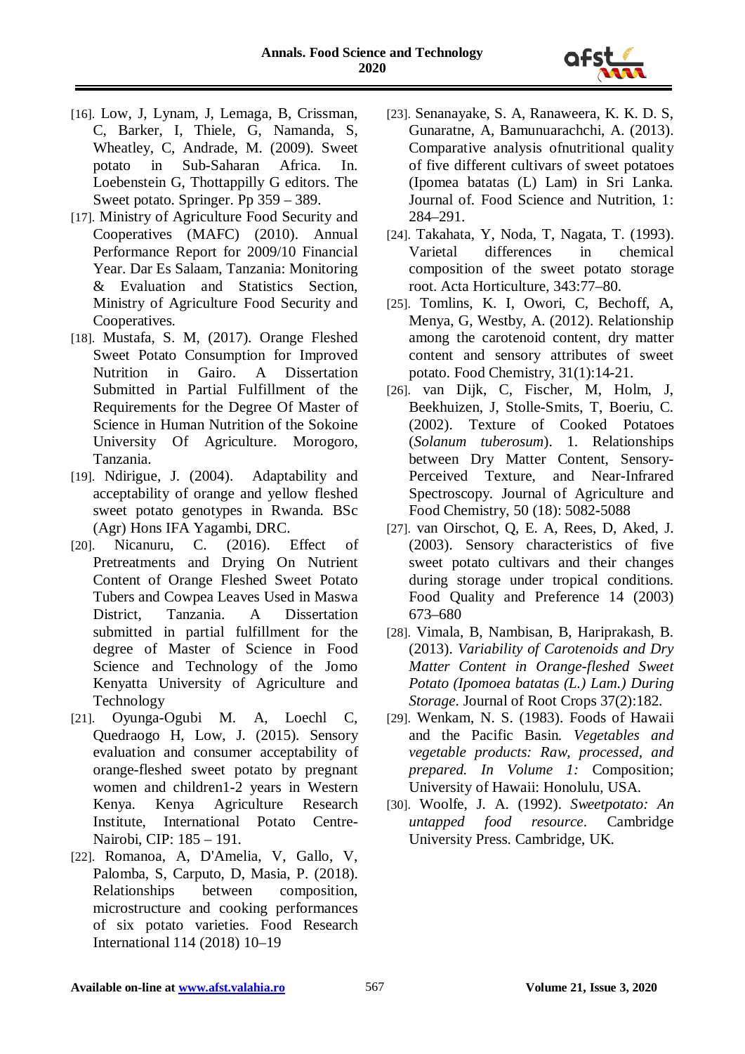[16]. Low, J, Lynam, J, Lemaga, B, Crissman, C, Barker, I, Thiele, G, Namanda, S, Wheatley, C, Andrade, M. (2009). Sweet potato in Sub-Saharan Africa. In. Loebenstein G, Thottappilly G editors. The Sweet potato. Springer. Pp 359 – 389.

[17]. Ministry of Agriculture Food Security and Cooperatives (MAFC) (2010). Annual Performance Report for 2009/10 Financial Year. Dar Es Salaam, Tanzania: Monitoring & Evaluation and Statistics Section, Ministry of Agriculture Food Security and Cooperatives.

[18]. Mustafa, S. M, (2017). Orange Fleshed Sweet Potato Consumption for Improved Nutrition in Gairo. A Dissertation Submitted in Partial Fulfillment of the Requirements for the Degree Of Master of Science in Human Nutrition of the Sokoine University Of Agriculture. Morogoro, Tanzania.

[19]. Ndirigue, J. (2004). Adaptability and acceptability of orange and yellow fleshed sweet potato genotypes in Rwanda. BSc (Agr) Hons IFA Yagambi, DRC.

[20]. Nicanuru, C. (2016). Effect of Pretreatments and Drying On Nutrient Content of Orange Fleshed Sweet Potato Tubers and Cowpea Leaves Used in Maswa District, Tanzania. A Dissertation submitted in partial fulfillment for the degree of Master of Science in Food Science and Technology of the Jomo Kenyatta University of Agriculture and Technology

[21]. Oyunga-Ogubi M. A, Loechl C, Quedraogo H, Low, J. (2015). Sensory evaluation and consumer acceptability of orange-fleshed sweet potato by pregnant women and children1-2 years in Western Kenya. Kenya Agriculture Research Institute, International Potato Centre-Nairobi, CIP: 185 – 191.

[22]. Romanoa, A, D'Amelia, V, Gallo, V, Palomba, S, Carputo, D, Masia, P. (2018). Relationships between composition, microstructure and cooking performances of six potato varieties. Food Research International 114 (2018) 10–19

[23]. Senanayake, S. A, Ranaweera, K. K. D. S, Gunaratne, A, Bamunuarachchi, A. (2013). Comparative analysis ofnutritional quality of five different cultivars of sweet potatoes (Ipomea batatas (L) Lam) in Sri Lanka. Journal of. Food Science and Nutrition, 1: 284–291.

[24]. Takahata, Y, Noda, T, Nagata, T. (1993). Varietal differences in chemical composition of the sweet potato storage root. Acta Horticulture, 343:77–80.

[25]. Tomlins, K. I, Owori, C, Bechoff, A, Menya, G, Westby, A. (2012). Relationship among the carotenoid content, dry matter content and sensory attributes of sweet potato. Food Chemistry, 31(1):14-21.

[26]. van Dijk, C, Fischer, M, Holm, J, Beekhuizen, J, Stolle-Smits, T, Boeriu, C. (2002). Texture of Cooked Potatoes (*Solanum tuberosum*). 1. Relationships between Dry Matter Content, Sensory-Perceived Texture, and Near-Infrared Spectroscopy. Journal of Agriculture and Food Chemistry, 50 (18): 5082-5088

[27]. van Oirschot, Q, E. A, Rees, D, Aked, J. (2003). Sensory characteristics of five sweet potato cultivars and their changes during storage under tropical conditions. Food Quality and Preference 14 (2003) 673–680

[28]. Vimala, B, Nambisan, B, Hariprakash, B. (2013). *Variability of Carotenoids and Dry Matter Content in Orange-fleshed Sweet Potato (Ipomoea batatas (L.) Lam.) During Storage*. Journal of Root Crops 37(2):182.

[29]. Wenkam, N. S. (1983). Foods of Hawaii and the Pacific Basin. *Vegetables and vegetable products: Raw, processed, and prepared. In Volume 1:* Composition; University of Hawaii: Honolulu, USA.

[30]. Woolfe, J. A. (1992). *Sweetpotato: An untapped food resource*. Cambridge University Press. Cambridge, UK.